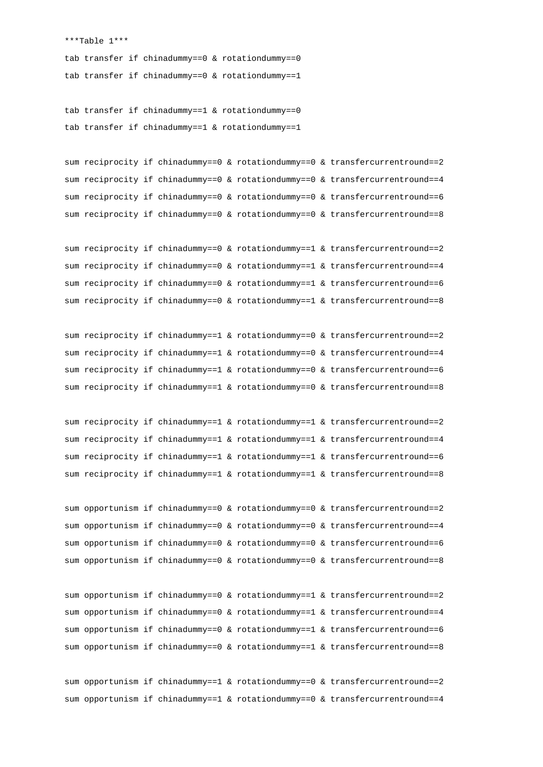```
***Table 1***
tab transfer if chinadummy==0 & rotationdummy==0
tab transfer if chinadummy==0 & rotationdummy==1

tab transfer if chinadummy==1 & rotationdummy==0
tab transfer if chinadummy==1 & rotationdummy==1

sum reciprocity if chinadummy==0 & rotationdummy==0 & transfercurrentround==2
sum reciprocity if chinadummy==0 & rotationdummy==0 & transfercurrentround==4
sum reciprocity if chinadummy==0 & rotationdummy==0 & transfercurrentround==6
sum reciprocity if chinadummy==0 & rotationdummy==0 & transfercurrentround==8

sum reciprocity if chinadummy==0 & rotationdummy==1 & transfercurrentround==2
sum reciprocity if chinadummy==0 & rotationdummy==1 & transfercurrentround==4
sum reciprocity if chinadummy==0 & rotationdummy==1 & transfercurrentround==6
sum reciprocity if chinadummy==0 & rotationdummy==1 & transfercurrentround==8

sum reciprocity if chinadummy==1 & rotationdummy==0 & transfercurrentround==2
sum reciprocity if chinadummy==1 & rotationdummy==0 & transfercurrentround==4
sum reciprocity if chinadummy==1 & rotationdummy==0 & transfercurrentround==6
sum reciprocity if chinadummy==1 & rotationdummy==0 & transfercurrentround==8

sum reciprocity if chinadummy==1 & rotationdummy==1 & transfercurrentround==2
sum reciprocity if chinadummy==1 & rotationdummy==1 & transfercurrentround==4
sum reciprocity if chinadummy==1 & rotationdummy==1 & transfercurrentround==6
sum reciprocity if chinadummy==1 & rotationdummy==1 & transfercurrentround==8

sum opportunism if chinadummy==0 & rotationdummy==0 & transfercurrentround==2
sum opportunism if chinadummy==0 & rotationdummy==0 & transfercurrentround==4
sum opportunism if chinadummy==0 & rotationdummy==0 & transfercurrentround==6
sum opportunism if chinadummy==0 & rotationdummy==0 & transfercurrentround==8

sum opportunism if chinadummy==0 & rotationdummy==1 & transfercurrentround==2
sum opportunism if chinadummy==0 & rotationdummy==1 & transfercurrentround==4
sum opportunism if chinadummy==0 & rotationdummy==1 & transfercurrentround==6
sum opportunism if chinadummy==0 & rotationdummy==1 & transfercurrentround==8

sum opportunism if chinadummy==1 & rotationdummy==0 & transfercurrentround==2
sum opportunism if chinadummy==1 & rotationdummy==0 & transfercurrentround==4
```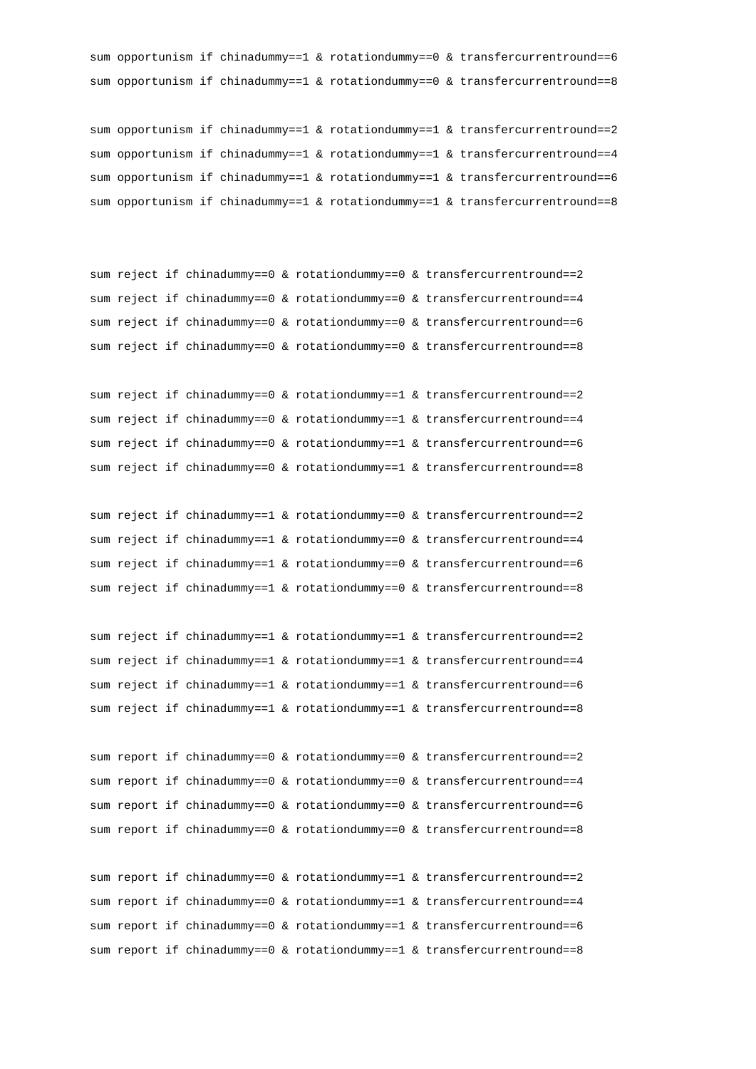```
sum opportunism if chinadummy==1 & rotationdummy==0 & transfercurrentround==6
sum opportunism if chinadummy==1 & rotationdummy==0 & transfercurrentround==8

sum opportunism if chinadummy==1 & rotationdummy==1 & transfercurrentround==2
sum opportunism if chinadummy==1 & rotationdummy==1 & transfercurrentround==4
sum opportunism if chinadummy==1 & rotationdummy==1 & transfercurrentround==6
sum opportunism if chinadummy==1 & rotationdummy==1 & transfercurrentround==8


sum reject if chinadummy==0 & rotationdummy==0 & transfercurrentround==2
sum reject if chinadummy==0 & rotationdummy==0 & transfercurrentround==4
sum reject if chinadummy==0 & rotationdummy==0 & transfercurrentround==6
sum reject if chinadummy==0 & rotationdummy==0 & transfercurrentround==8

sum reject if chinadummy==0 & rotationdummy==1 & transfercurrentround==2
sum reject if chinadummy==0 & rotationdummy==1 & transfercurrentround==4
sum reject if chinadummy==0 & rotationdummy==1 & transfercurrentround==6
sum reject if chinadummy==0 & rotationdummy==1 & transfercurrentround==8

sum reject if chinadummy==1 & rotationdummy==0 & transfercurrentround==2
sum reject if chinadummy==1 & rotationdummy==0 & transfercurrentround==4
sum reject if chinadummy==1 & rotationdummy==0 & transfercurrentround==6
sum reject if chinadummy==1 & rotationdummy==0 & transfercurrentround==8

sum reject if chinadummy==1 & rotationdummy==1 & transfercurrentround==2
sum reject if chinadummy==1 & rotationdummy==1 & transfercurrentround==4
sum reject if chinadummy==1 & rotationdummy==1 & transfercurrentround==6
sum reject if chinadummy==1 & rotationdummy==1 & transfercurrentround==8

sum report if chinadummy==0 & rotationdummy==0 & transfercurrentround==2
sum report if chinadummy==0 & rotationdummy==0 & transfercurrentround==4
sum report if chinadummy==0 & rotationdummy==0 & transfercurrentround==6
sum report if chinadummy==0 & rotationdummy==0 & transfercurrentround==8

sum report if chinadummy==0 & rotationdummy==1 & transfercurrentround==2
sum report if chinadummy==0 & rotationdummy==1 & transfercurrentround==4
sum report if chinadummy==0 & rotationdummy==1 & transfercurrentround==6
sum report if chinadummy==0 & rotationdummy==1 & transfercurrentround==8
```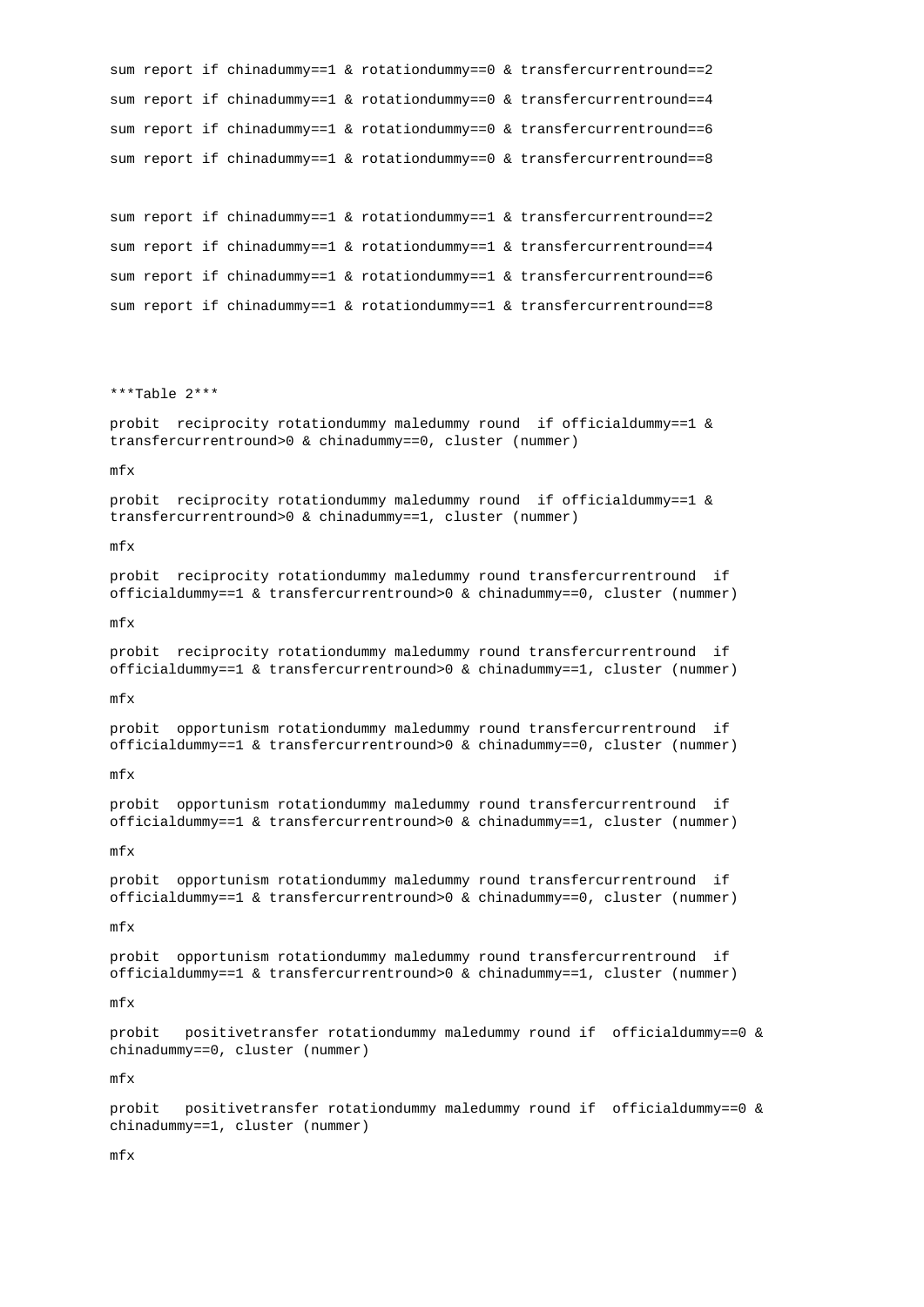```
sum report if chinadummy==1 & rotationdummy==0 & transfercurrentround==2

sum report if chinadummy==1 & rotationdummy==0 & transfercurrentround==4

sum report if chinadummy==1 & rotationdummy==0 & transfercurrentround==6

sum report if chinadummy==1 & rotationdummy==0 & transfercurrentround==8


sum report if chinadummy==1 & rotationdummy==1 & transfercurrentround==2

sum report if chinadummy==1 & rotationdummy==1 & transfercurrentround==4

sum report if chinadummy==1 & rotationdummy==1 & transfercurrentround==6

sum report if chinadummy==1 & rotationdummy==1 & transfercurrentround==8




***Table 2***

probit  reciprocity rotationdummy maledummy round  if officialdummy==1 &
transfercurrentround>0 & chinadummy==0, cluster (nummer)

mfx

probit  reciprocity rotationdummy maledummy round  if officialdummy==1 &
transfercurrentround>0 & chinadummy==1, cluster (nummer)

mfx

probit  reciprocity rotationdummy maledummy round transfercurrentround  if
officialdummy==1 & transfercurrentround>0 & chinadummy==0, cluster (nummer)

mfx

probit  reciprocity rotationdummy maledummy round transfercurrentround  if
officialdummy==1 & transfercurrentround>0 & chinadummy==1, cluster (nummer)

mfx

probit  opportunism rotationdummy maledummy round transfercurrentround  if
officialdummy==1 & transfercurrentround>0 & chinadummy==0, cluster (nummer)

mfx

probit  opportunism rotationdummy maledummy round transfercurrentround  if
officialdummy==1 & transfercurrentround>0 & chinadummy==1, cluster (nummer)

mfx

probit  opportunism rotationdummy maledummy round transfercurrentround  if
officialdummy==1 & transfercurrentround>0 & chinadummy==0, cluster (nummer)

mfx

probit  opportunism rotationdummy maledummy round transfercurrentround  if
officialdummy==1 & transfercurrentround>0 & chinadummy==1, cluster (nummer)

mfx

probit   positivetransfer rotationdummy maledummy round if  officialdummy==0 &
chinadummy==0, cluster (nummer)

mfx

probit   positivetransfer rotationdummy maledummy round if  officialdummy==0 &
chinadummy==1, cluster (nummer)

mfx
```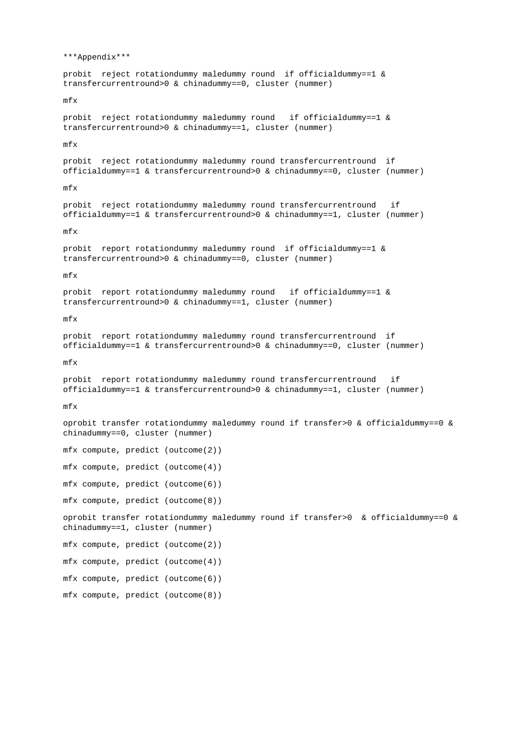```
***Appendix***

probit  reject rotationdummy maledummy round  if officialdummy==1 &
transfercurrentround>0 & chinadummy==0, cluster (nummer)

mfx

probit  reject rotationdummy maledummy round   if officialdummy==1 &
transfercurrentround>0 & chinadummy==1, cluster (nummer)

mfx

probit  reject rotationdummy maledummy round transfercurrentround  if
officialdummy==1 & transfercurrentround>0 & chinadummy==0, cluster (nummer)

mfx

probit  reject rotationdummy maledummy round transfercurrentround   if
officialdummy==1 & transfercurrentround>0 & chinadummy==1, cluster (nummer)

mfx

probit  report rotationdummy maledummy round  if officialdummy==1 &
transfercurrentround>0 & chinadummy==0, cluster (nummer)

mfx

probit  report rotationdummy maledummy round   if officialdummy==1 &
transfercurrentround>0 & chinadummy==1, cluster (nummer)

mfx

probit  report rotationdummy maledummy round transfercurrentround  if
officialdummy==1 & transfercurrentround>0 & chinadummy==0, cluster (nummer)

mfx

probit  report rotationdummy maledummy round transfercurrentround   if
officialdummy==1 & transfercurrentround>0 & chinadummy==1, cluster (nummer)

mfx

oprobit transfer rotationdummy maledummy round if transfer>0 & officialdummy==0 &
chinadummy==0, cluster (nummer)

mfx compute, predict (outcome(2))

mfx compute, predict (outcome(4))

mfx compute, predict (outcome(6))

mfx compute, predict (outcome(8))

oprobit transfer rotationdummy maledummy round if transfer>0  & officialdummy==0 &
chinadummy==1, cluster (nummer)

mfx compute, predict (outcome(2))

mfx compute, predict (outcome(4))

mfx compute, predict (outcome(6))

mfx compute, predict (outcome(8))
```